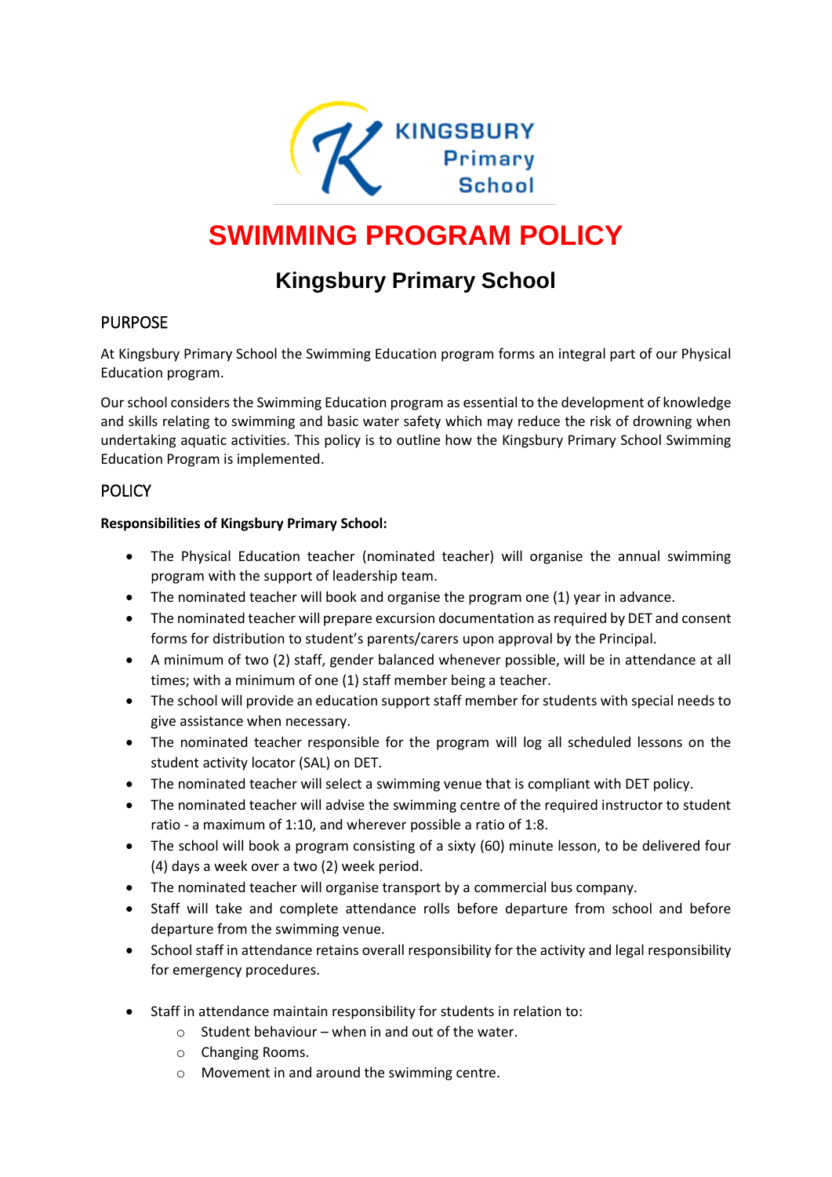KINGSBURY Primary School

# SWIMMING PROGRAM POLICY

## Kingsbury Primary School

### PURPOSE

At Kingsbury Primary School the Swimming Education program forms an integral part of our Physical Education program.

Our school considers the Swimming Education program as essential to the development of knowledge and skills relating to swimming and basic water safety which may reduce the risk of drowning when undertaking aquatic activities. This policy is to outline how the Kingsbury Primary School Swimming Education Program is implemented.

### POLICY

**Responsibilities of Kingsbury Primary School:**

- The Physical Education teacher (nominated teacher) will organise the annual swimming program with the support of leadership team.
- The nominated teacher will book and organise the program one (1) year in advance.
- The nominated teacher will prepare excursion documentation as required by DET and consent forms for distribution to student's parents/carers upon approval by the Principal.
- A minimum of two (2) staff, gender balanced whenever possible, will be in attendance at all times; with a minimum of one (1) staff member being a teacher.
- The school will provide an education support staff member for students with special needs to give assistance when necessary.
- The nominated teacher responsible for the program will log all scheduled lessons on the student activity locator (SAL) on DET.
- The nominated teacher will select a swimming venue that is compliant with DET policy.
- The nominated teacher will advise the swimming centre of the required instructor to student ratio - a maximum of 1:10, and wherever possible a ratio of 1:8.
- The school will book a program consisting of a sixty (60) minute lesson, to be delivered four (4) days a week over a two (2) week period.
- The nominated teacher will organise transport by a commercial bus company.
- Staff will take and complete attendance rolls before departure from school and before departure from the swimming venue.
- School staff in attendance retains overall responsibility for the activity and legal responsibility for emergency procedures.

- Staff in attendance maintain responsibility for students in relation to:
  - Student behaviour – when in and out of the water.
  - Changing Rooms.
  - Movement in and around the swimming centre.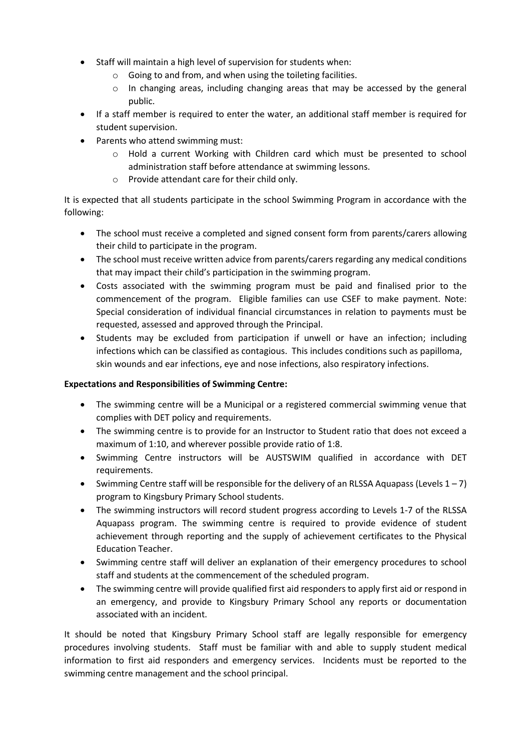- Staff will maintain a high level of supervision for students when:
  - Going to and from, and when using the toileting facilities.
  - In changing areas, including changing areas that may be accessed by the general public.
- If a staff member is required to enter the water, an additional staff member is required for student supervision.
- Parents who attend swimming must:
  - Hold a current Working with Children card which must be presented to school administration staff before attendance at swimming lessons.
  - Provide attendant care for their child only.

It is expected that all students participate in the school Swimming Program in accordance with the following:

- The school must receive a completed and signed consent form from parents/carers allowing their child to participate in the program.
- The school must receive written advice from parents/carers regarding any medical conditions that may impact their child's participation in the swimming program.
- Costs associated with the swimming program must be paid and finalised prior to the commencement of the program. Eligible families can use CSEF to make payment. Note: Special consideration of individual financial circumstances in relation to payments must be requested, assessed and approved through the Principal.
- Students may be excluded from participation if unwell or have an infection; including infections which can be classified as contagious. This includes conditions such as papilloma, skin wounds and ear infections, eye and nose infections, also respiratory infections.

**Expectations and Responsibilities of Swimming Centre:**

- The swimming centre will be a Municipal or a registered commercial swimming venue that complies with DET policy and requirements.
- The swimming centre is to provide for an Instructor to Student ratio that does not exceed a maximum of 1:10, and wherever possible provide ratio of 1:8.
- Swimming Centre instructors will be AUSTSWIM qualified in accordance with DET requirements.
- Swimming Centre staff will be responsible for the delivery of an RLSSA Aquapass (Levels 1 – 7) program to Kingsbury Primary School students.
- The swimming instructors will record student progress according to Levels 1-7 of the RLSSA Aquapass program. The swimming centre is required to provide evidence of student achievement through reporting and the supply of achievement certificates to the Physical Education Teacher.
- Swimming centre staff will deliver an explanation of their emergency procedures to school staff and students at the commencement of the scheduled program.
- The swimming centre will provide qualified first aid responders to apply first aid or respond in an emergency, and provide to Kingsbury Primary School any reports or documentation associated with an incident.

It should be noted that Kingsbury Primary School staff are legally responsible for emergency procedures involving students. Staff must be familiar with and able to supply student medical information to first aid responders and emergency services. Incidents must be reported to the swimming centre management and the school principal.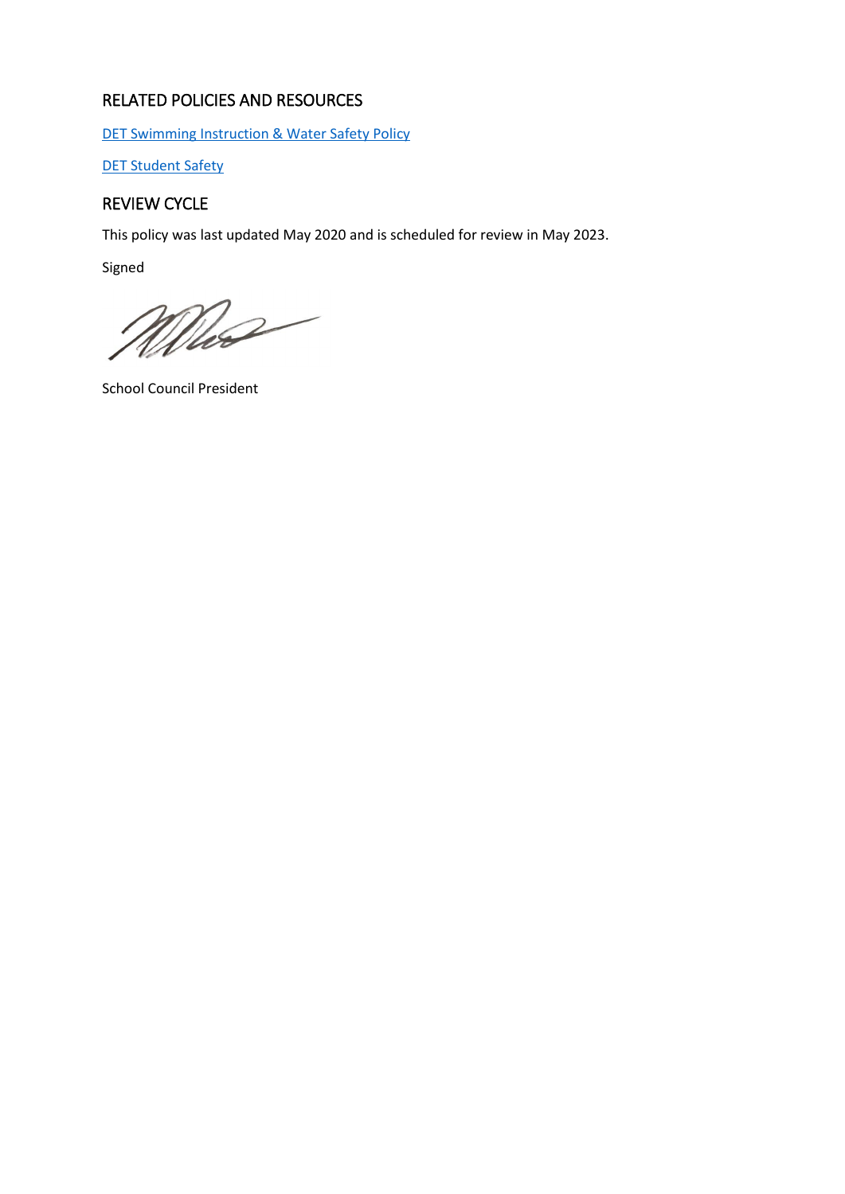## RELATED POLICIES AND RESOURCES

[DET Swimming Instruction & Water Safety Policy]

[DET Student Safety]

## REVIEW CYCLE

This policy was last updated May 2020 and is scheduled for review in May 2023.

Signed

School Council President